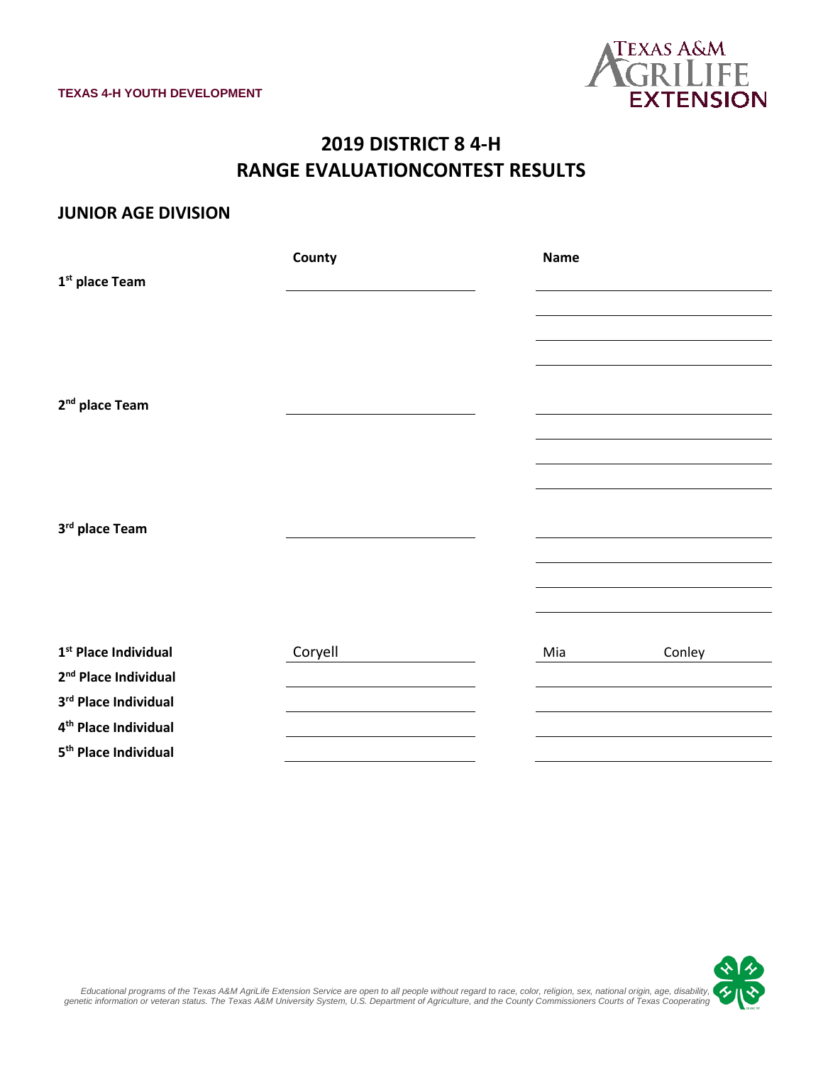**TEXAS 4-H YOUTH DEVELOPMENT**

# 2019 DISTRICT 8 4-H
# RANGE EVALUATIONCONTEST RESULTS

## JUNIOR AGE DIVISION

| | County | Name | |
|---|---|---|---|
| 1st place Team | | | |
| | | | |
| | | | |
| | | | |
| 2nd place Team | | | |
| | | | |
| | | | |
| | | | |
| 3rd place Team | | | |
| | | | |
| | | | |
| | | | |
| 1st Place Individual | Coryell | Mia | Conley |
| 2nd Place Individual | | | |
| 3rd Place Individual | | | |
| 4th Place Individual | | | |
| 5th Place Individual | | | |

*Educational programs of the Texas A&M AgriLife Extension Service are open to all people without regard to race, color, religion, sex, national origin, age, disability, genetic information or veteran status. The Texas A&M University System, U.S. Department of Agriculture, and the County Commissioners Courts of Texas Cooperating*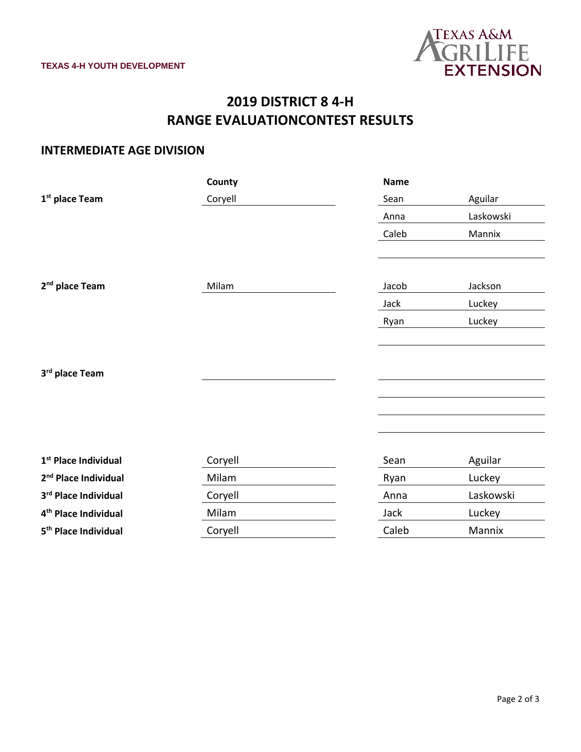TEXAS 4-H YOUTH DEVELOPMENT

# 2019 DISTRICT 8 4-H
# RANGE EVALUATIONCONTEST RESULTS

## INTERMEDIATE AGE DIVISION

| | County | Name | |
|---|---|---|---|
| 1st place Team | Coryell | Sean | Aguilar |
| | | Anna | Laskowski |
| | | Caleb | Mannix |
| | | | |
| 2nd place Team | Milam | Jacob | Jackson |
| | | Jack | Luckey |
| | | Ryan | Luckey |
| | | | |
| 3rd place Team | | | |
| | | | |
| | | | |
| | | | |
| 1st Place Individual | Coryell | Sean | Aguilar |
| 2nd Place Individual | Milam | Ryan | Luckey |
| 3rd Place Individual | Coryell | Anna | Laskowski |
| 4th Place Individual | Milam | Jack | Luckey |
| 5th Place Individual | Coryell | Caleb | Mannix |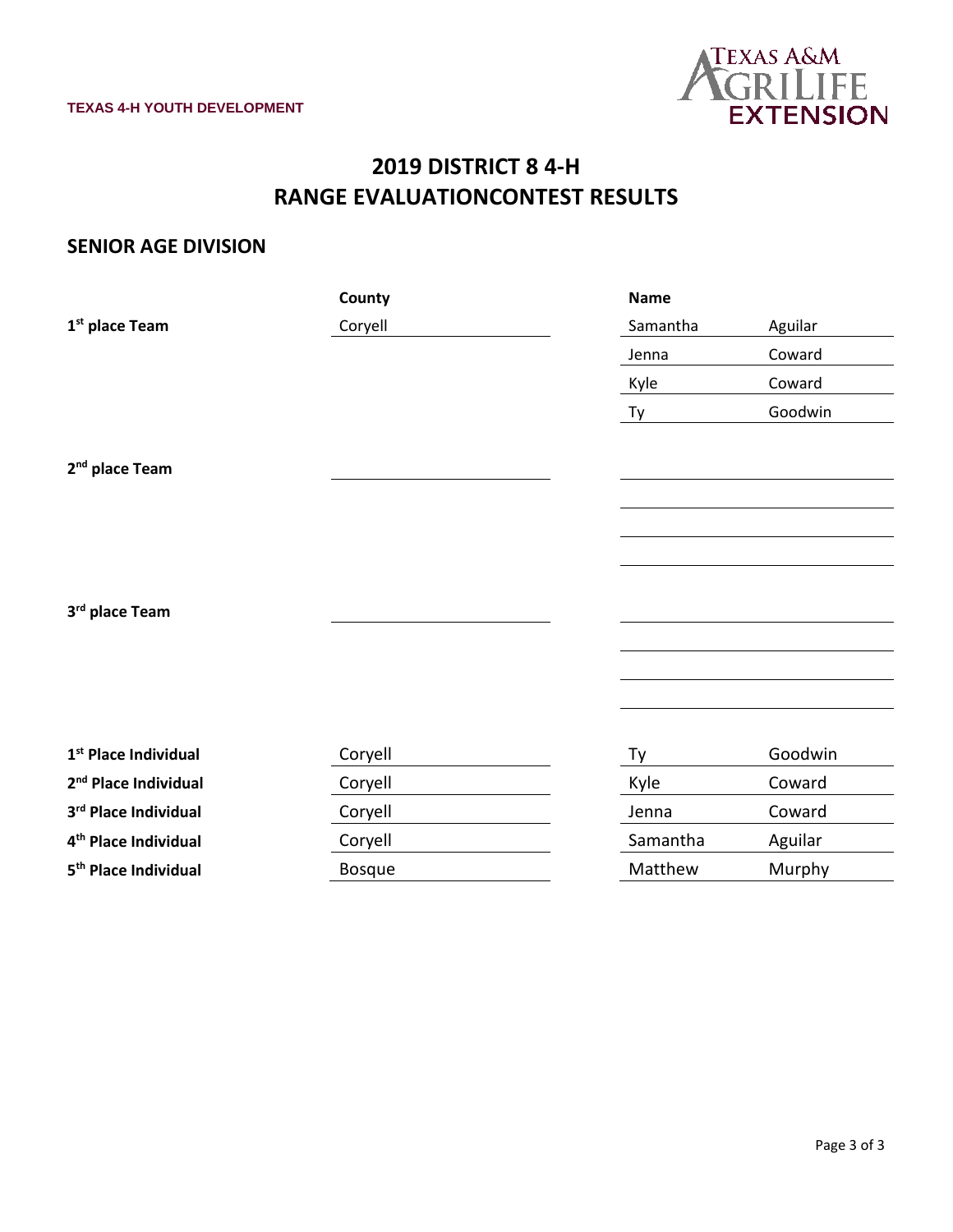TEXAS 4-H YOUTH DEVELOPMENT

# 2019 DISTRICT 8 4-H
# RANGE EVALUATIONCONTEST RESULTS

## SENIOR AGE DIVISION

| | County | Name | |
|---|---|---|---|
| 1st place Team | Coryell | Samantha | Aguilar |
| | | Jenna | Coward |
| | | Kyle | Coward |
| | | Ty | Goodwin |
| 2nd place Team | | | |
| | | | |
| | | | |
| | | | |
| 3rd place Team | | | |
| | | | |
| | | | |
| | | | |
| 1st Place Individual | Coryell | Ty | Goodwin |
| 2nd Place Individual | Coryell | Kyle | Coward |
| 3rd Place Individual | Coryell | Jenna | Coward |
| 4th Place Individual | Coryell | Samantha | Aguilar |
| 5th Place Individual | Bosque | Matthew | Murphy |